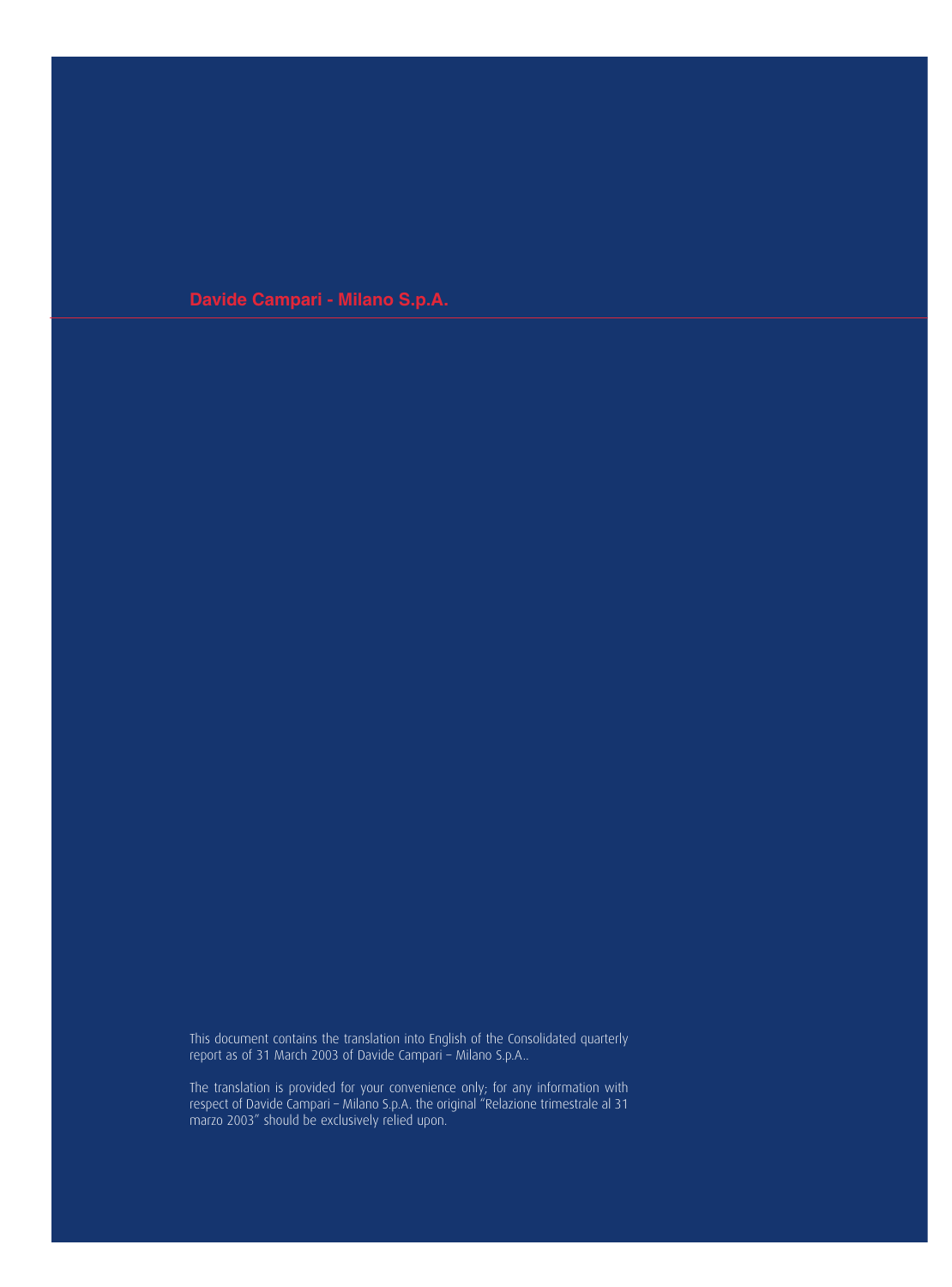# Davide Campari - Milano S.p.A.

This document contains the translation into English of the Consolidated quarterly report as of 31 March 2003 of Davide Campari – Milano S.p.A..

The translation is provided for your convenience only; for any information with respect of Davide Campari – Milano S.p.A. the original "Relazione trimestrale al 31 marzo 2003" should be exclusively relied upon.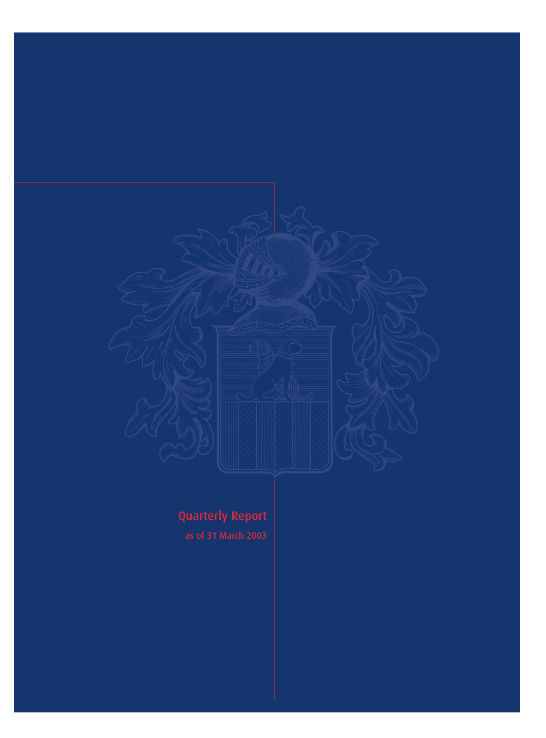Quarterly Report

as of 31 March 2003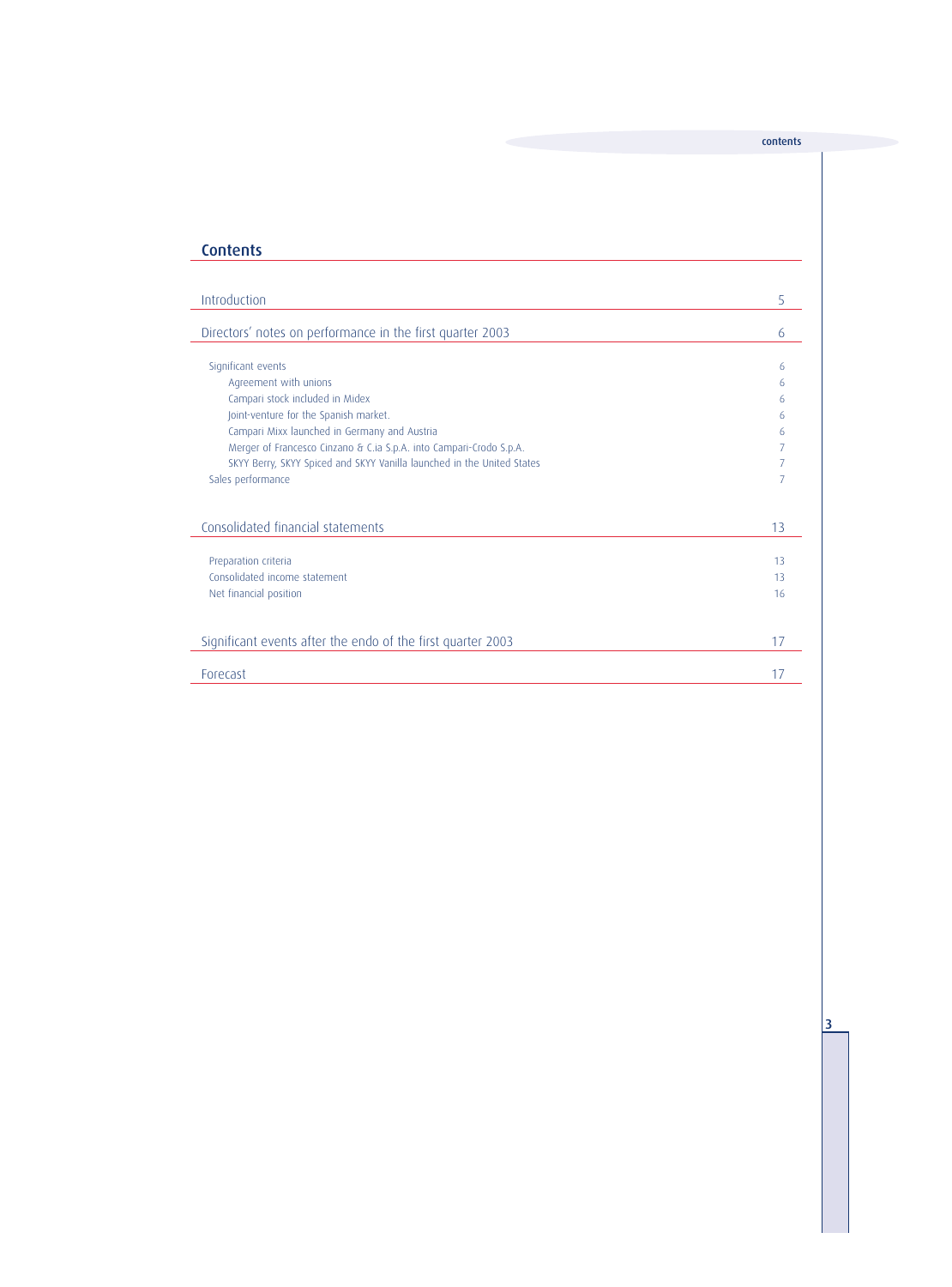## Contents

| | |
|---|---|
| Introduction | 5 |
| Directors' notes on performance in the first quarter 2003 | 6 |
| Significant events | 6 |
| Agreement with unions | 6 |
| Campari stock included in Midex | 6 |
| Joint-venture for the Spanish market. | 6 |
| Campari Mixx launched in Germany and Austria | 6 |
| Merger of Francesco Cinzano & C.ia S.p.A. into Campari-Crodo S.p.A. | 7 |
| SKYY Berry, SKYY Spiced and SKYY Vanilla launched in the United States | 7 |
| Sales performance | 7 |
| Consolidated financial statements | 13 |
| Preparation criteria | 13 |
| Consolidated income statement | 13 |
| Net financial position | 16 |
| Significant events after the endo of the first quarter 2003 | 17 |
| Forecast | 17 |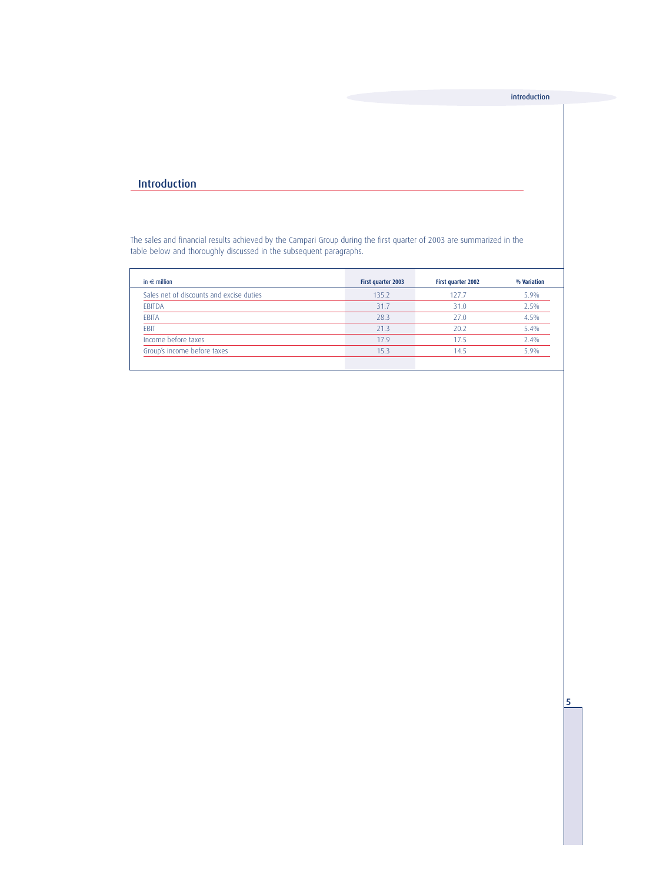## Introduction

The sales and financial results achieved by the Campari Group during the first quarter of 2003 are summarized in the table below and thoroughly discussed in the subsequent paragraphs.

| in € million | First quarter 2003 | First quarter 2002 | % Variation |
|---|---|---|---|
| Sales net of discounts and excise duties | 135.2 | 127.7 | 5.9% |
| EBITDA | 31.7 | 31.0 | 2.5% |
| EBITA | 28.3 | 27.0 | 4.5% |
| EBIT | 21.3 | 20.2 | 5.4% |
| Income before taxes | 17.9 | 17.5 | 2.4% |
| Group's income before taxes | 15.3 | 14.5 | 5.9% |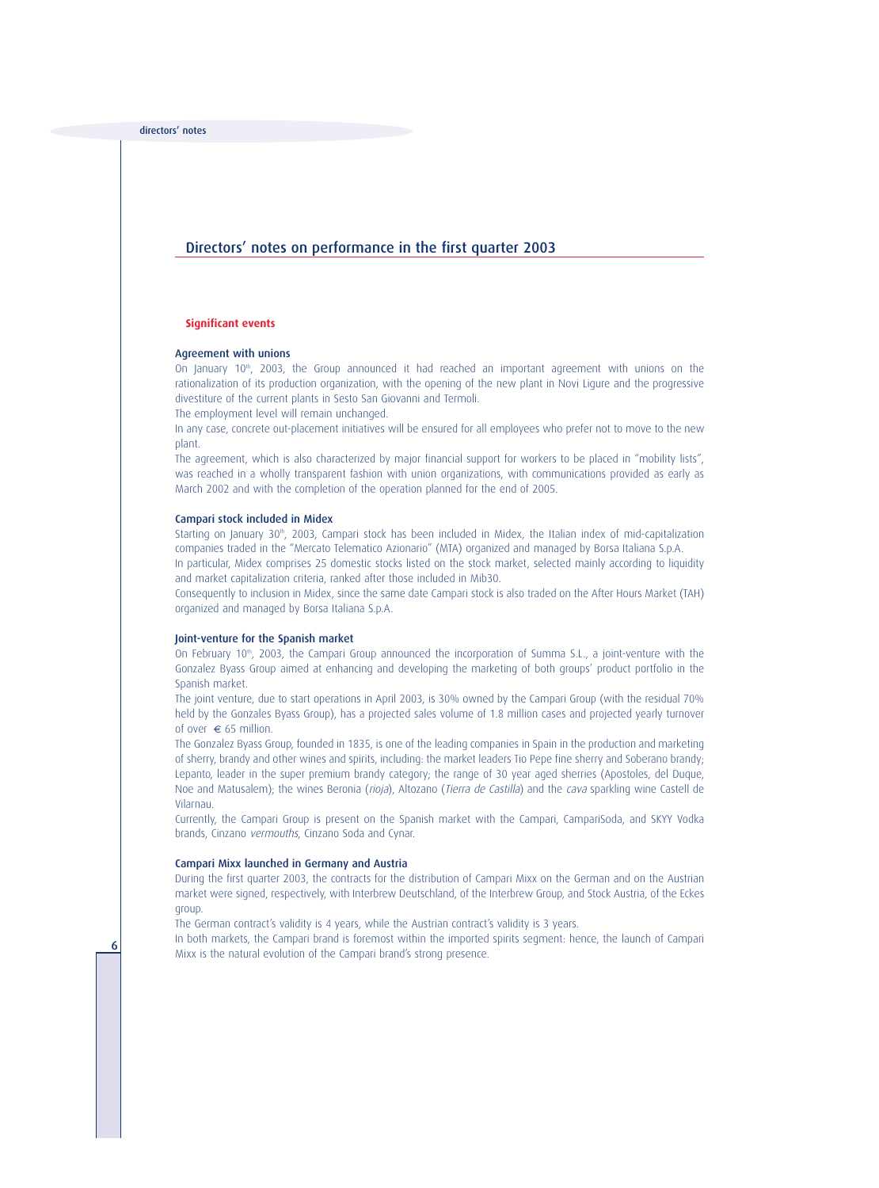## Directors' notes on performance in the first quarter 2003

### Significant events

#### Agreement with unions

On January 10th, 2003, the Group announced it had reached an important agreement with unions on the rationalization of its production organization, with the opening of the new plant in Novi Ligure and the progressive divestiture of the current plants in Sesto San Giovanni and Termoli.

The employment level will remain unchanged.

In any case, concrete out-placement initiatives will be ensured for all employees who prefer not to move to the new plant.

The agreement, which is also characterized by major financial support for workers to be placed in "mobility lists", was reached in a wholly transparent fashion with union organizations, with communications provided as early as March 2002 and with the completion of the operation planned for the end of 2005.

#### Campari stock included in Midex

Starting on January 30th, 2003, Campari stock has been included in Midex, the Italian index of mid-capitalization companies traded in the "Mercato Telematico Azionario" (MTA) organized and managed by Borsa Italiana S.p.A.

In particular, Midex comprises 25 domestic stocks listed on the stock market, selected mainly according to liquidity and market capitalization criteria, ranked after those included in Mib30.

Consequently to inclusion in Midex, since the same date Campari stock is also traded on the After Hours Market (TAH) organized and managed by Borsa Italiana S.p.A.

#### Joint-venture for the Spanish market

On February 10th, 2003, the Campari Group announced the incorporation of Summa S.L., a joint-venture with the Gonzalez Byass Group aimed at enhancing and developing the marketing of both groups' product portfolio in the Spanish market.

The joint venture, due to start operations in April 2003, is 30% owned by the Campari Group (with the residual 70% held by the Gonzales Byass Group), has a projected sales volume of 1.8 million cases and projected yearly turnover of over € 65 million.

The Gonzalez Byass Group, founded in 1835, is one of the leading companies in Spain in the production and marketing of sherry, brandy and other wines and spirits, including: the market leaders Tio Pepe fine sherry and Soberano brandy; Lepanto, leader in the super premium brandy category; the range of 30 year aged sherries (Apostoles, del Duque, Noe and Matusalem); the wines Beronia (*rioja*), Altozano (*Tierra de Castilla*) and the *cava* sparkling wine Castell de Vilarnau.

Currently, the Campari Group is present on the Spanish market with the Campari, CampariSoda, and SKYY Vodka brands, Cinzano *vermouths*, Cinzano Soda and Cynar.

#### Campari Mixx launched in Germany and Austria

During the first quarter 2003, the contracts for the distribution of Campari Mixx on the German and on the Austrian market were signed, respectively, with Interbrew Deutschland, of the Interbrew Group, and Stock Austria, of the Eckes group.

The German contract's validity is 4 years, while the Austrian contract's validity is 3 years.

In both markets, the Campari brand is foremost within the imported spirits segment: hence, the launch of Campari Mixx is the natural evolution of the Campari brand's strong presence.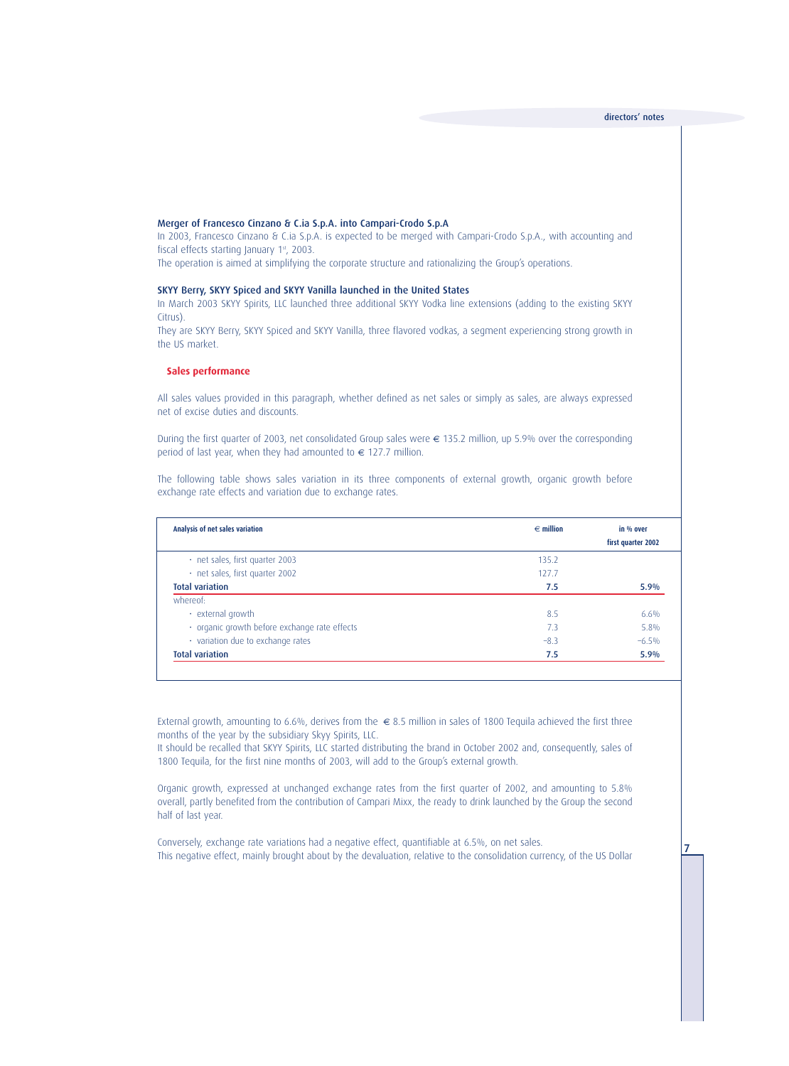### Merger of Francesco Cinzano & C.ia S.p.A. into Campari-Crodo S.p.A

In 2003, Francesco Cinzano & C.ia S.p.A. is expected to be merged with Campari-Crodo S.p.A., with accounting and fiscal effects starting January 1st, 2003.

The operation is aimed at simplifying the corporate structure and rationalizing the Group's operations.

### SKYY Berry, SKYY Spiced and SKYY Vanilla launched in the United States

In March 2003 SKYY Spirits, LLC launched three additional SKYY Vodka line extensions (adding to the existing SKYY Citrus).

They are SKYY Berry, SKYY Spiced and SKYY Vanilla, three flavored vodkas, a segment experiencing strong growth in the US market.

## Sales performance

All sales values provided in this paragraph, whether defined as net sales or simply as sales, are always expressed net of excise duties and discounts.

During the first quarter of 2003, net consolidated Group sales were € 135.2 million, up 5.9% over the corresponding period of last year, when they had amounted to € 127.7 million.

The following table shows sales variation in its three components of external growth, organic growth before exchange rate effects and variation due to exchange rates.

| Analysis of net sales variation | € million | in % over first quarter 2002 |
|---|---|---|
| · net sales, first quarter 2003 | 135.2 | |
| · net sales, first quarter 2002 | 127.7 | |
| **Total variation** | **7.5** | **5.9%** |
| whereof: | | |
| · external growth | 8.5 | 6.6% |
| · organic growth before exchange rate effects | 7.3 | 5.8% |
| · variation due to exchange rates | –8.3 | –6.5% |
| **Total variation** | **7.5** | **5.9%** |

External growth, amounting to 6.6%, derives from the € 8.5 million in sales of 1800 Tequila achieved the first three months of the year by the subsidiary Skyy Spirits, LLC.

It should be recalled that SKYY Spirits, LLC started distributing the brand in October 2002 and, consequently, sales of 1800 Tequila, for the first nine months of 2003, will add to the Group's external growth.

Organic growth, expressed at unchanged exchange rates from the first quarter of 2002, and amounting to 5.8% overall, partly benefited from the contribution of Campari Mixx, the ready to drink launched by the Group the second half of last year.

Conversely, exchange rate variations had a negative effect, quantifiable at 6.5%, on net sales.

This negative effect, mainly brought about by the devaluation, relative to the consolidation currency, of the US Dollar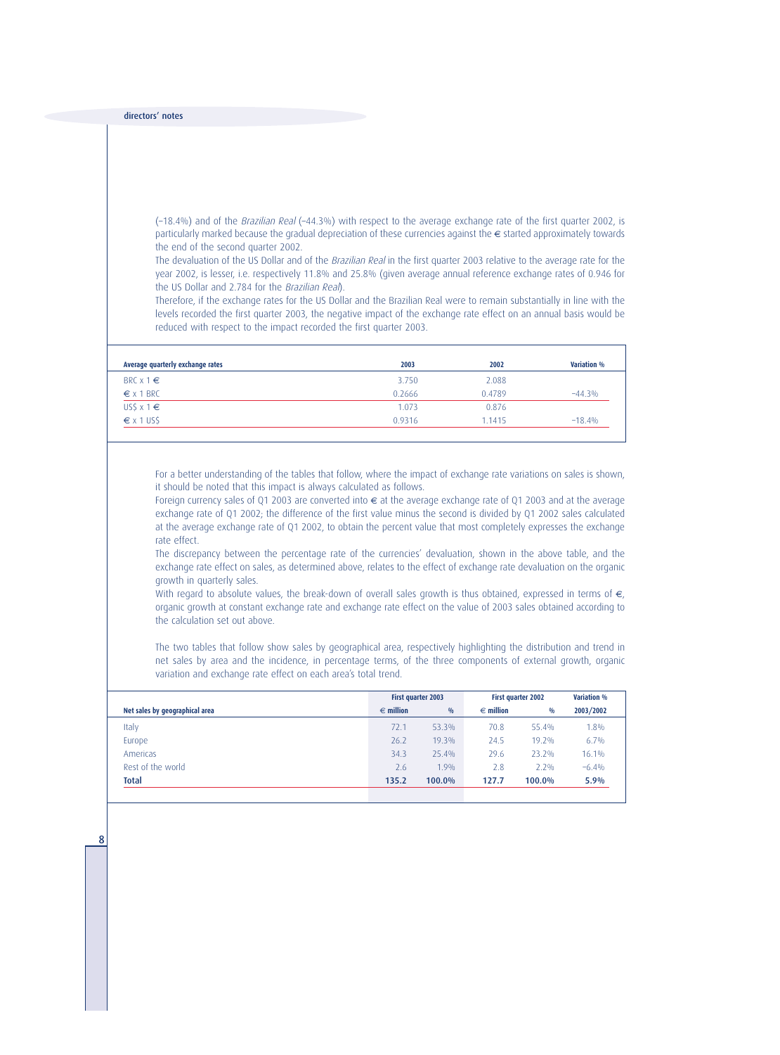(−18.4%) and of the *Brazilian Real* (−44.3%) with respect to the average exchange rate of the first quarter 2002, is particularly marked because the gradual depreciation of these currencies against the € started approximately towards the end of the second quarter 2002.

The devaluation of the US Dollar and of the *Brazilian Real* in the first quarter 2003 relative to the average rate for the year 2002, is lesser, i.e. respectively 11.8% and 25.8% (given average annual reference exchange rates of 0.946 for the US Dollar and 2.784 for the *Brazilian Real*).

Therefore, if the exchange rates for the US Dollar and the Brazilian Real were to remain substantially in line with the levels recorded the first quarter 2003, the negative impact of the exchange rate effect on an annual basis would be reduced with respect to the impact recorded the first quarter 2003.

| Average quarterly exchange rates | 2003 | 2002 | Variation % |
|---|---|---|---|
| BRC x 1 € | 3.750 | 2.088 | |
| € x 1 BRC | 0.2666 | 0.4789 | −44.3% |
| US$ x 1 € | 1.073 | 0.876 | |
| € x 1 US$ | 0.9316 | 1.1415 | −18.4% |

For a better understanding of the tables that follow, where the impact of exchange rate variations on sales is shown, it should be noted that this impact is always calculated as follows.

Foreign currency sales of Q1 2003 are converted into € at the average exchange rate of Q1 2003 and at the average exchange rate of Q1 2002; the difference of the first value minus the second is divided by Q1 2002 sales calculated at the average exchange rate of Q1 2002, to obtain the percent value that most completely expresses the exchange rate effect.

The discrepancy between the percentage rate of the currencies' devaluation, shown in the above table, and the exchange rate effect on sales, as determined above, relates to the effect of exchange rate devaluation on the organic growth in quarterly sales.

With regard to absolute values, the break-down of overall sales growth is thus obtained, expressed in terms of €, organic growth at constant exchange rate and exchange rate effect on the value of 2003 sales obtained according to the calculation set out above.

The two tables that follow show sales by geographical area, respectively highlighting the distribution and trend in net sales by area and the incidence, in percentage terms, of the three components of external growth, organic variation and exchange rate effect on each area's total trend.

| | First quarter 2003 | | First quarter 2002 | | Variation % |
|---|---|---|---|---|---|
| Net sales by geographical area | € million | % | € million | % | 2003/2002 |
| Italy | 72.1 | 53.3% | 70.8 | 55.4% | 1.8% |
| Europe | 26.2 | 19.3% | 24.5 | 19.2% | 6.7% |
| Americas | 34.3 | 25.4% | 29.6 | 23.2% | 16.1% |
| Rest of the world | 2.6 | 1.9% | 2.8 | 2.2% | −6.4% |
| **Total** | **135.2** | **100.0%** | **127.7** | **100.0%** | **5.9%** |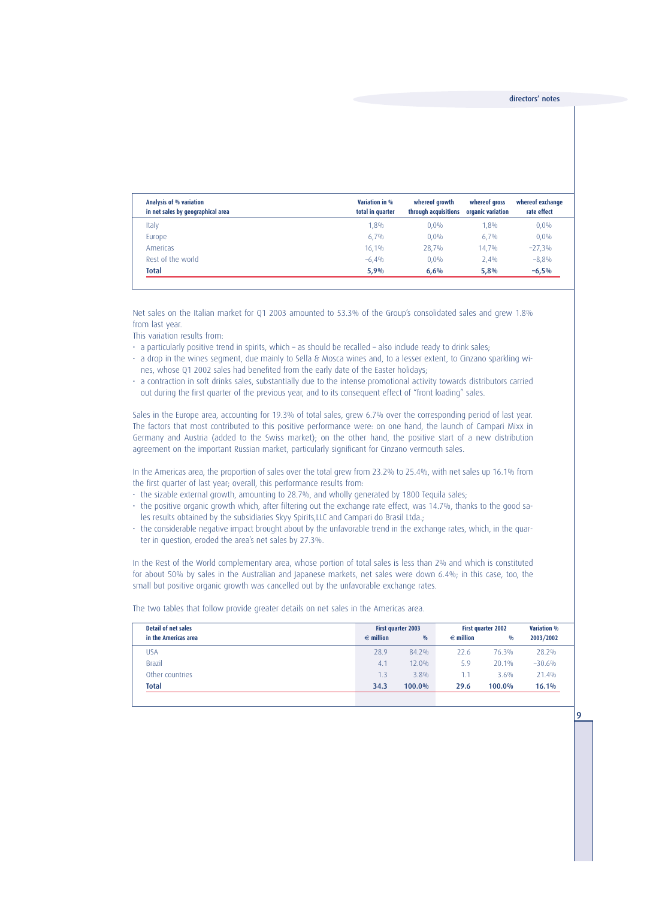| Analysis of % variation in net sales by geographical area | Variation in % total in quarter | whereof growth through acquisitions | whereof gross organic variation | whereof exchange rate effect |
|---|---|---|---|---|
| Italy | 1,8% | 0,0% | 1,8% | 0,0% |
| Europe | 6,7% | 0,0% | 6,7% | 0,0% |
| Americas | 16,1% | 28,7% | 14,7% | –27,3% |
| Rest of the world | –6,4% | 0,0% | 2,4% | –8,8% |
| **Total** | **5,9%** | **6,6%** | **5,8%** | **–6,5%** |

Net sales on the Italian market for Q1 2003 amounted to 53.3% of the Group's consolidated sales and grew 1.8% from last year.

This variation results from:

- a particularly positive trend in spirits, which – as should be recalled – also include ready to drink sales;
- a drop in the wines segment, due mainly to Sella & Mosca wines and, to a lesser extent, to Cinzano sparkling wines, whose Q1 2002 sales had benefited from the early date of the Easter holidays;
- a contraction in soft drinks sales, substantially due to the intense promotional activity towards distributors carried out during the first quarter of the previous year, and to its consequent effect of "front loading" sales.

Sales in the Europe area, accounting for 19.3% of total sales, grew 6.7% over the corresponding period of last year. The factors that most contributed to this positive performance were: on one hand, the launch of Campari Mixx in Germany and Austria (added to the Swiss market); on the other hand, the positive start of a new distribution agreement on the important Russian market, particularly significant for Cinzano vermouth sales.

In the Americas area, the proportion of sales over the total grew from 23.2% to 25.4%, with net sales up 16.1% from the first quarter of last year; overall, this performance results from:

- the sizable external growth, amounting to 28.7%, and wholly generated by 1800 Tequila sales;
- the positive organic growth which, after filtering out the exchange rate effect, was 14.7%, thanks to the good sales results obtained by the subsidiaries Skyy Spirits,LLC and Campari do Brasil Ltda.;
- the considerable negative impact brought about by the unfavorable trend in the exchange rates, which, in the quarter in question, eroded the area's net sales by 27.3%.

In the Rest of the World complementary area, whose portion of total sales is less than 2% and which is constituted for about 50% by sales in the Australian and Japanese markets, net sales were down 6.4%; in this case, too, the small but positive organic growth was cancelled out by the unfavorable exchange rates.

The two tables that follow provide greater details on net sales in the Americas area.

| Detail of net sales in the Americas area | First quarter 2003 | | First quarter 2002 | | Variation % |
|---|---|---|---|---|---|
| | € million | % | € million | % | 2003/2002 |
| USA | 28.9 | 84.2% | 22.6 | 76.3% | 28.2% |
| Brazil | 4.1 | 12.0% | 5.9 | 20.1% | –30.6% |
| Other countries | 1.3 | 3.8% | 1.1 | 3.6% | 21.4% |
| **Total** | **34.3** | **100.0%** | **29.6** | **100.0%** | **16.1%** |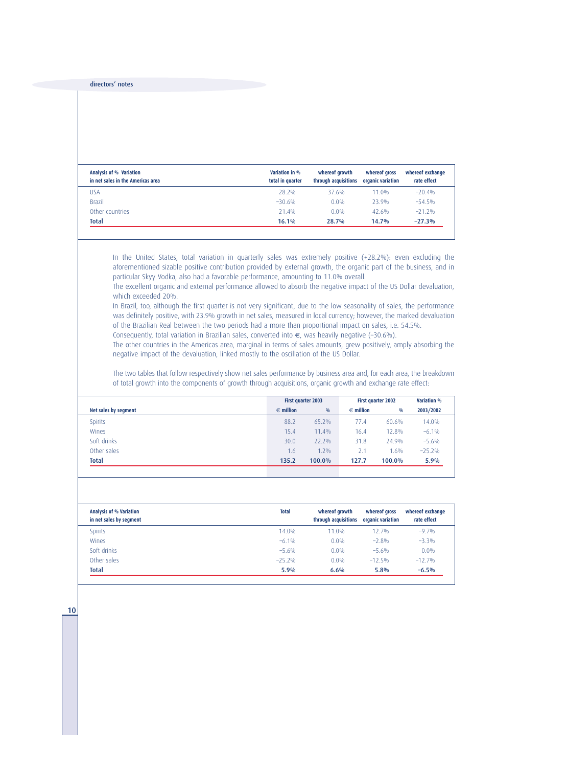| Analysis of % Variation in net sales in the Americas area | Variation in % total in quarter | whereof growth through acquisitions | whereof gross organic variation | whereof exchange rate effect |
|---|---|---|---|---|
| USA | 28.2% | 37.6% | 11.0% | −20.4% |
| Brazil | −30.6% | 0.0% | 23.9% | −54.5% |
| Other countries | 21.4% | 0.0% | 42.6% | −21.2% |
| **Total** | **16.1%** | **28.7%** | **14.7%** | **−27.3%** |

In the United States, total variation in quarterly sales was extremely positive (+28.2%): even excluding the aforementioned sizable positive contribution provided by external growth, the organic part of the business, and in particular Skyy Vodka, also had a favorable performance, amounting to 11.0% overall.

The excellent organic and external performance allowed to absorb the negative impact of the US Dollar devaluation, which exceeded 20%.

In Brazil, too, although the first quarter is not very significant, due to the low seasonality of sales, the performance was definitely positive, with 23.9% growth in net sales, measured in local currency; however, the marked devaluation of the Brazilian Real between the two periods had a more than proportional impact on sales, i.e. 54.5%.

Consequently, total variation in Brazilian sales, converted into €, was heavily negative (−30.6%).

The other countries in the Americas area, marginal in terms of sales amounts, grew positively, amply absorbing the negative impact of the devaluation, linked mostly to the oscillation of the US Dollar.

The two tables that follow respectively show net sales performance by business area and, for each area, the breakdown of total growth into the components of growth through acquisitions, organic growth and exchange rate effect:

| Net sales by segment | First quarter 2003 € million | First quarter 2003 % | First quarter 2002 € million | First quarter 2002 % | Variation % 2003/2002 |
|---|---|---|---|---|---|
| Spirits | 88.2 | 65.2% | 77.4 | 60.6% | 14.0% |
| Wines | 15.4 | 11.4% | 16.4 | 12.8% | −6.1% |
| Soft drinks | 30.0 | 22.2% | 31.8 | 24.9% | −5.6% |
| Other sales | 1.6 | 1.2% | 2.1 | 1.6% | −25.2% |
| **Total** | **135.2** | **100.0%** | **127.7** | **100.0%** | **5.9%** |

| Analysis of % Variation in net sales by segment | Total | whereof growth through acquisitions | whereof gross organic variation | whereof exchange rate effect |
|---|---|---|---|---|
| Spirits | 14.0% | 11.0% | 12.7% | −9.7% |
| Wines | −6.1% | 0.0% | −2.8% | −3.3% |
| Soft drinks | −5.6% | 0.0% | −5.6% | 0.0% |
| Other sales | −25.2% | 0.0% | −12.5% | −12.7% |
| **Total** | **5.9%** | **6.6%** | **5.8%** | **−6.5%** |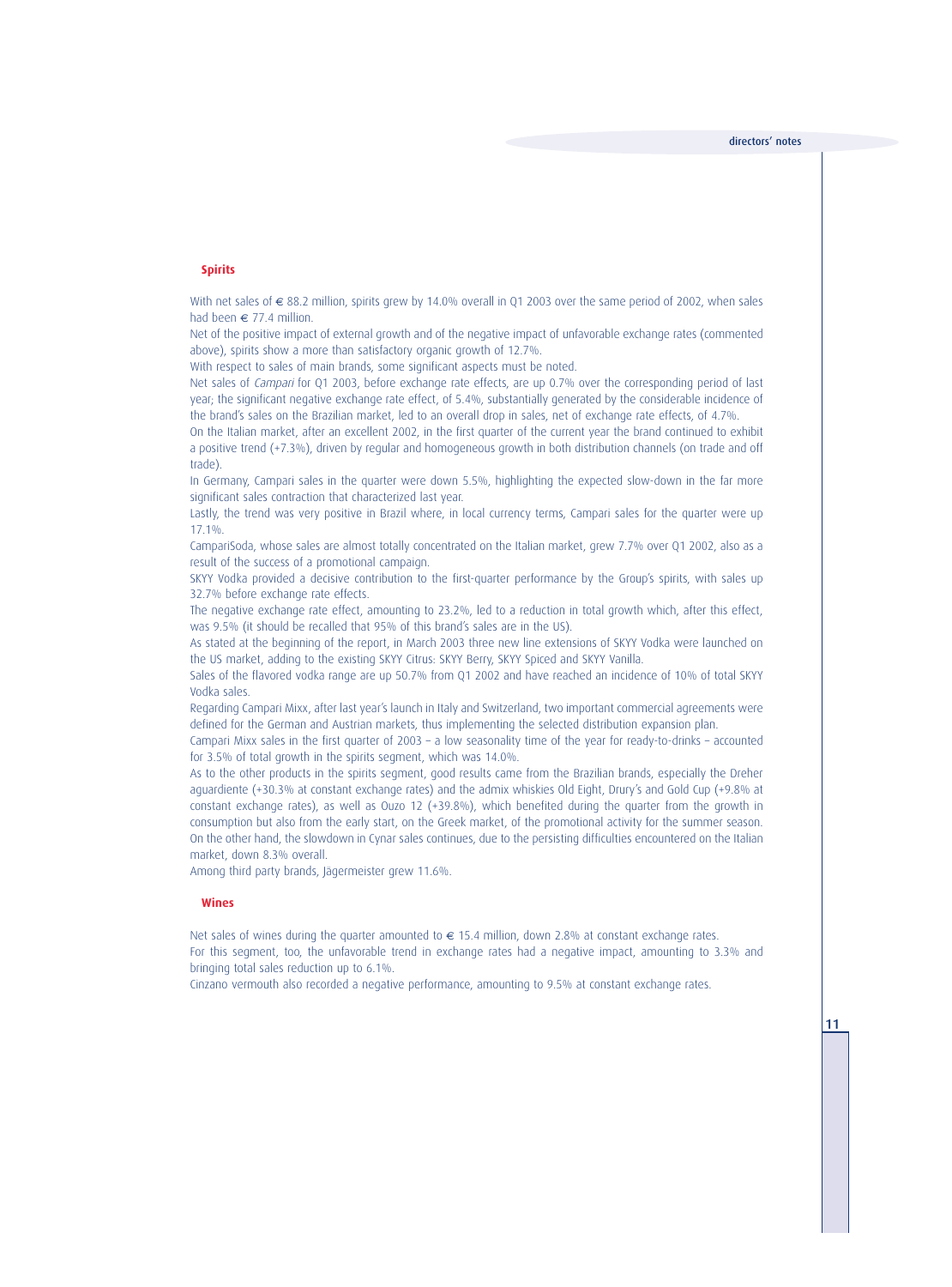## Spirits

With net sales of € 88.2 million, spirits grew by 14.0% overall in Q1 2003 over the same period of 2002, when sales had been € 77.4 million.

Net of the positive impact of external growth and of the negative impact of unfavorable exchange rates (commented above), spirits show a more than satisfactory organic growth of 12.7%.

With respect to sales of main brands, some significant aspects must be noted.

Net sales of *Campari* for Q1 2003, before exchange rate effects, are up 0.7% over the corresponding period of last year; the significant negative exchange rate effect, of 5.4%, substantially generated by the considerable incidence of the brand's sales on the Brazilian market, led to an overall drop in sales, net of exchange rate effects, of 4.7%.

On the Italian market, after an excellent 2002, in the first quarter of the current year the brand continued to exhibit a positive trend (+7.3%), driven by regular and homogeneous growth in both distribution channels (on trade and off trade).

In Germany, Campari sales in the quarter were down 5.5%, highlighting the expected slow-down in the far more significant sales contraction that characterized last year.

Lastly, the trend was very positive in Brazil where, in local currency terms, Campari sales for the quarter were up 17.1%.

CampariSoda, whose sales are almost totally concentrated on the Italian market, grew 7.7% over Q1 2002, also as a result of the success of a promotional campaign.

SKYY Vodka provided a decisive contribution to the first-quarter performance by the Group's spirits, with sales up 32.7% before exchange rate effects.

The negative exchange rate effect, amounting to 23.2%, led to a reduction in total growth which, after this effect, was 9.5% (it should be recalled that 95% of this brand's sales are in the US).

As stated at the beginning of the report, in March 2003 three new line extensions of SKYY Vodka were launched on the US market, adding to the existing SKYY Citrus: SKYY Berry, SKYY Spiced and SKYY Vanilla.

Sales of the flavored vodka range are up 50.7% from Q1 2002 and have reached an incidence of 10% of total SKYY Vodka sales.

Regarding Campari Mixx, after last year's launch in Italy and Switzerland, two important commercial agreements were defined for the German and Austrian markets, thus implementing the selected distribution expansion plan.

Campari Mixx sales in the first quarter of 2003 – a low seasonality time of the year for ready-to-drinks – accounted for 3.5% of total growth in the spirits segment, which was 14.0%.

As to the other products in the spirits segment, good results came from the Brazilian brands, especially the Dreher aguardiente (+30.3% at constant exchange rates) and the admix whiskies Old Eight, Drury's and Gold Cup (+9.8% at constant exchange rates), as well as Ouzo 12 (+39.8%), which benefited during the quarter from the growth in consumption but also from the early start, on the Greek market, of the promotional activity for the summer season.

On the other hand, the slowdown in Cynar sales continues, due to the persisting difficulties encountered on the Italian market, down 8.3% overall.

Among third party brands, Jägermeister grew 11.6%.

## Wines

Net sales of wines during the quarter amounted to € 15.4 million, down 2.8% at constant exchange rates.

For this segment, too, the unfavorable trend in exchange rates had a negative impact, amounting to 3.3% and bringing total sales reduction up to 6.1%.

Cinzano vermouth also recorded a negative performance, amounting to 9.5% at constant exchange rates.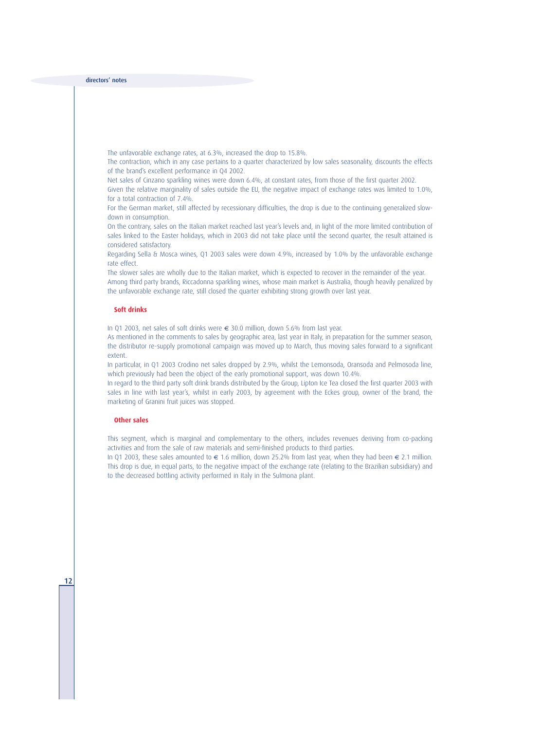The unfavorable exchange rates, at 6.3%, increased the drop to 15.8%.

The contraction, which in any case pertains to a quarter characterized by low sales seasonality, discounts the effects of the brand's excellent performance in Q4 2002.

Net sales of Cinzano sparkling wines were down 6.4%, at constant rates, from those of the first quarter 2002.

Given the relative marginality of sales outside the EU, the negative impact of exchange rates was limited to 1.0%, for a total contraction of 7.4%.

For the German market, still affected by recessionary difficulties, the drop is due to the continuing generalized slowdown in consumption.

On the contrary, sales on the Italian market reached last year's levels and, in light of the more limited contribution of sales linked to the Easter holidays, which in 2003 did not take place until the second quarter, the result attained is considered satisfactory.

Regarding Sella & Mosca wines, Q1 2003 sales were down 4.9%, increased by 1.0% by the unfavorable exchange rate effect.

The slower sales are wholly due to the Italian market, which is expected to recover in the remainder of the year.

Among third party brands, Riccadonna sparkling wines, whose main market is Australia, though heavily penalized by the unfavorable exchange rate, still closed the quarter exhibiting strong growth over last year.

### Soft drinks

In Q1 2003, net sales of soft drinks were € 30.0 million, down 5.6% from last year.

As mentioned in the comments to sales by geographic area, last year in Italy, in preparation for the summer season, the distributor re-supply promotional campaign was moved up to March, thus moving sales forward to a significant extent.

In particular, in Q1 2003 Crodino net sales dropped by 2.9%, whilst the Lemonsoda, Oransoda and Pelmosoda line, which previously had been the object of the early promotional support, was down 10.4%.

In regard to the third party soft drink brands distributed by the Group, Lipton Ice Tea closed the first quarter 2003 with sales in line with last year's, whilst in early 2003, by agreement with the Eckes group, owner of the brand, the marketing of Granini fruit juices was stopped.

### Other sales

This segment, which is marginal and complementary to the others, includes revenues deriving from co-packing activities and from the sale of raw materials and semi-finished products to third parties.

In Q1 2003, these sales amounted to € 1.6 million, down 25.2% from last year, when they had been € 2.1 million. This drop is due, in equal parts, to the negative impact of the exchange rate (relating to the Brazilian subsidiary) and to the decreased bottling activity performed in Italy in the Sulmona plant.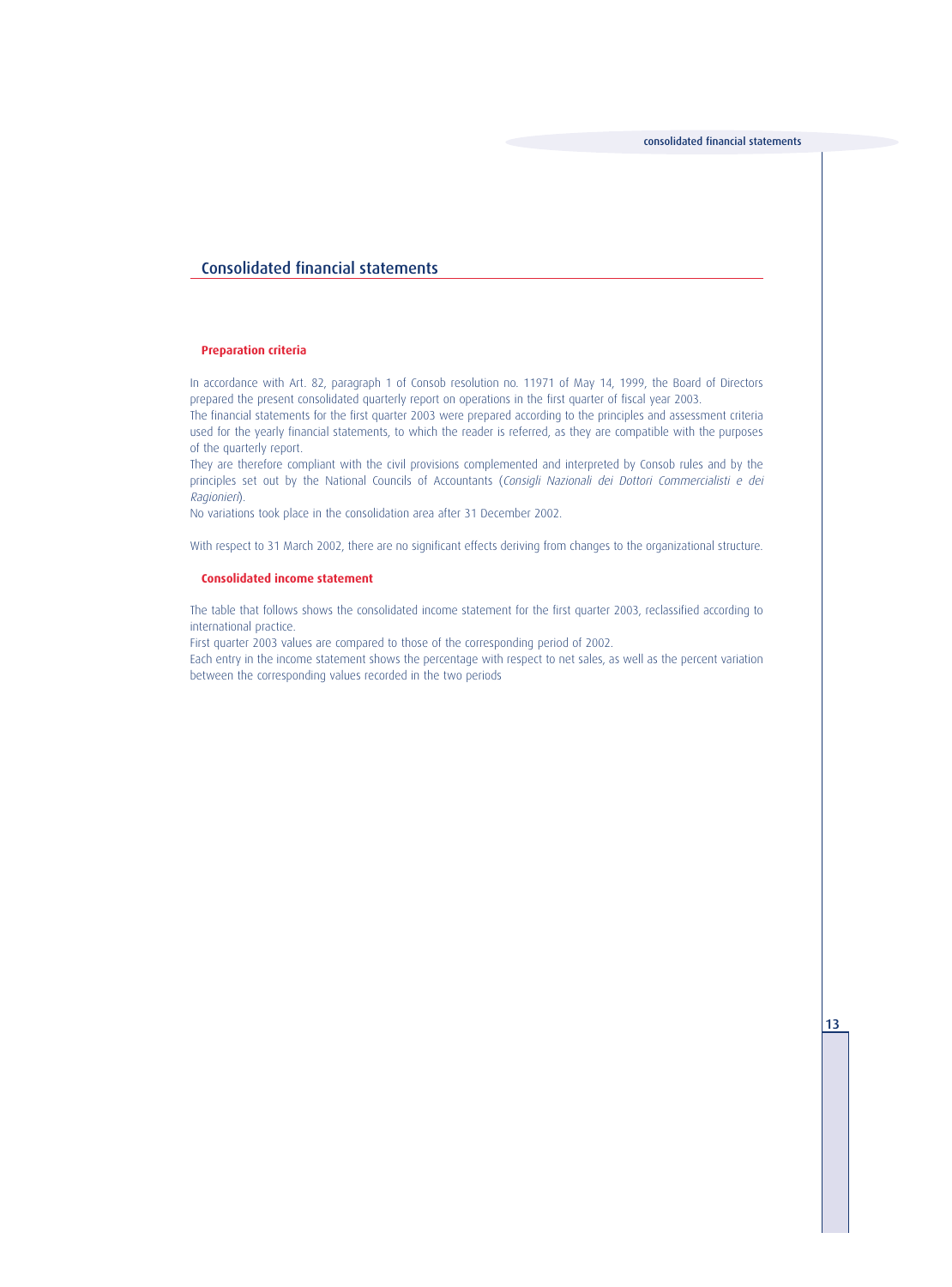## Consolidated financial statements

### Preparation criteria

In accordance with Art. 82, paragraph 1 of Consob resolution no. 11971 of May 14, 1999, the Board of Directors prepared the present consolidated quarterly report on operations in the first quarter of fiscal year 2003.
The financial statements for the first quarter 2003 were prepared according to the principles and assessment criteria used for the yearly financial statements, to which the reader is referred, as they are compatible with the purposes of the quarterly report.
They are therefore compliant with the civil provisions complemented and interpreted by Consob rules and by the principles set out by the National Councils of Accountants (*Consigli Nazionali dei Dottori Commercialisti e dei Ragionieri*).
No variations took place in the consolidation area after 31 December 2002.

With respect to 31 March 2002, there are no significant effects deriving from changes to the organizational structure.

### Consolidated income statement

The table that follows shows the consolidated income statement for the first quarter 2003, reclassified according to international practice.
First quarter 2003 values are compared to those of the corresponding period of 2002.
Each entry in the income statement shows the percentage with respect to net sales, as well as the percent variation between the corresponding values recorded in the two periods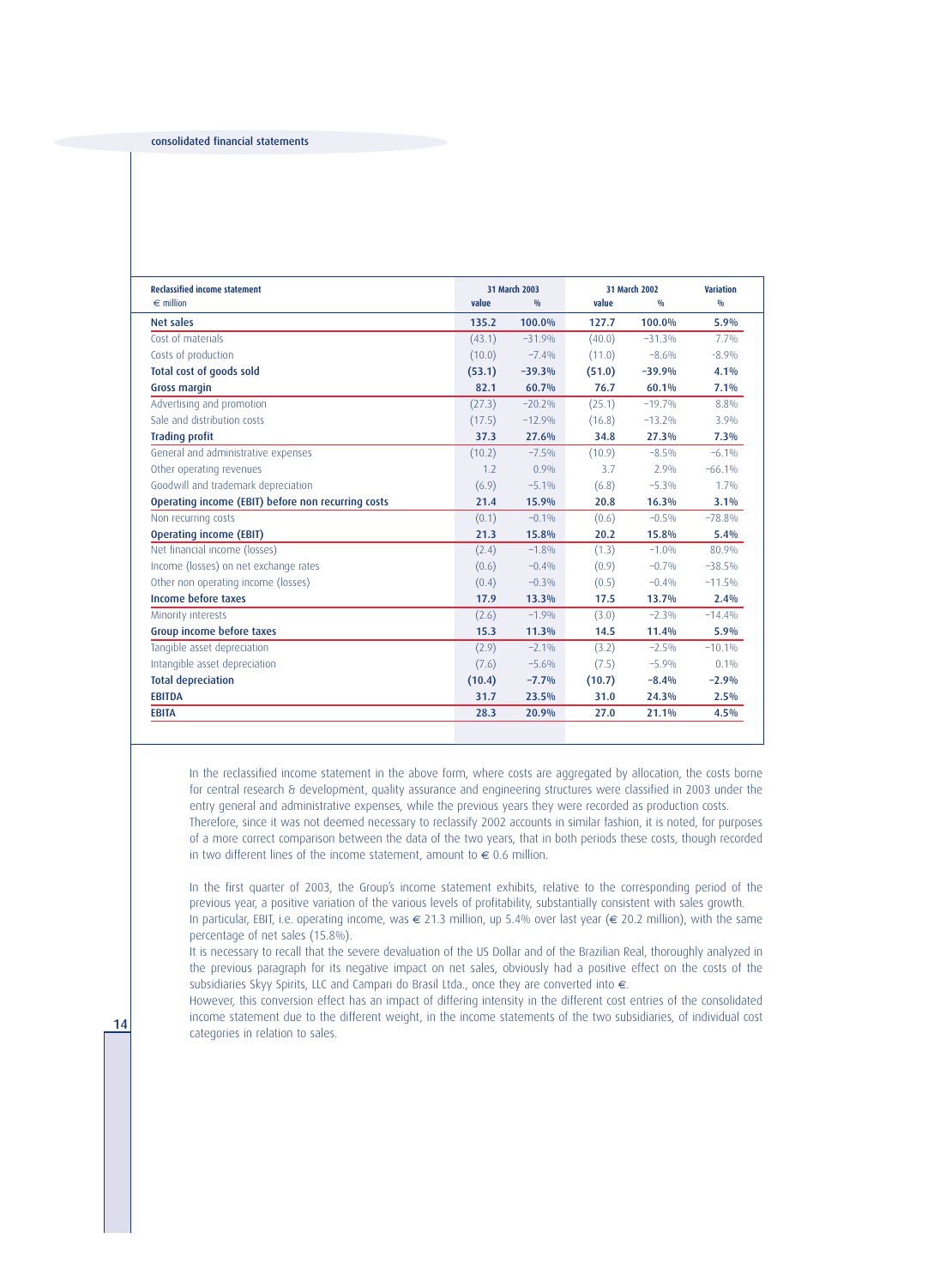| Reclassified income statement<br>€ million | 31 March 2003<br>value | <br>% | 31 March 2002<br>value | <br>% | Variation<br>% |
|---|---|---|---|---|---|
| **Net sales** | **135.2** | **100.0%** | **127.7** | **100.0%** | **5.9%** |
| Cost of materials | (43.1) | -31.9% | (40.0) | -31.3% | 7.7% |
| Costs of production | (10.0) | -7.4% | (11.0) | -8.6% | -8.9% |
| **Total cost of goods sold** | **(53.1)** | **-39.3%** | **(51.0)** | **-39.9%** | **4.1%** |
| **Gross margin** | **82.1** | **60.7%** | **76.7** | **60.1%** | **7.1%** |
| Advertising and promotion | (27.3) | -20.2% | (25.1) | -19.7% | 8.8% |
| Sale and distribution costs | (17.5) | -12.9% | (16.8) | -13.2% | 3.9% |
| **Trading profit** | **37.3** | **27.6%** | **34.8** | **27.3%** | **7.3%** |
| General and administrative expenses | (10.2) | -7.5% | (10.9) | -8.5% | -6.1% |
| Other operating revenues | 1.2 | 0.9% | 3.7 | 2.9% | -66.1% |
| Goodwill and trademark depreciation | (6.9) | -5.1% | (6.8) | -5.3% | 1.7% |
| **Operating income (EBIT) before non recurring costs** | **21.4** | **15.9%** | **20.8** | **16.3%** | **3.1%** |
| Non recurring costs | (0.1) | -0.1% | (0.6) | -0.5% | -78.8% |
| **Operating income (EBIT)** | **21.3** | **15.8%** | **20.2** | **15.8%** | **5.4%** |
| Net financial income (losses) | (2.4) | -1.8% | (1.3) | -1.0% | 80.9% |
| Income (losses) on net exchange rates | (0.6) | -0.4% | (0.9) | -0.7% | -38.5% |
| Other non operating income (losses) | (0.4) | -0.3% | (0.5) | -0.4% | -11.5% |
| **Income before taxes** | **17.9** | **13.3%** | **17.5** | **13.7%** | **2.4%** |
| Minority interests | (2.6) | -1.9% | (3.0) | -2.3% | -14.4% |
| **Group income before taxes** | **15.3** | **11.3%** | **14.5** | **11.4%** | **5.9%** |
| Tangible asset depreciation | (2.9) | -2.1% | (3.2) | -2.5% | -10.1% |
| Intangible asset depreciation | (7.6) | -5.6% | (7.5) | -5.9% | 0.1% |
| **Total depreciation** | **(10.4)** | **-7.7%** | **(10.7)** | **-8.4%** | **-2.9%** |
| **EBITDA** | **31.7** | **23.5%** | **31.0** | **24.3%** | **2.5%** |
| **EBITA** | **28.3** | **20.9%** | **27.0** | **21.1%** | **4.5%** |

In the reclassified income statement in the above form, where costs are aggregated by allocation, the costs borne for central research & development, quality assurance and engineering structures were classified in 2003 under the entry general and administrative expenses, while the previous years they were recorded as production costs.
Therefore, since it was not deemed necessary to reclassify 2002 accounts in similar fashion, it is noted, for purposes of a more correct comparison between the data of the two years, that in both periods these costs, though recorded in two different lines of the income statement, amount to € 0.6 million.

In the first quarter of 2003, the Group's income statement exhibits, relative to the corresponding period of the previous year, a positive variation of the various levels of profitability, substantially consistent with sales growth.
In particular, EBIT, i.e. operating income, was € 21.3 million, up 5.4% over last year (€ 20.2 million), with the same percentage of net sales (15.8%).
It is necessary to recall that the severe devaluation of the US Dollar and of the Brazilian Real, thoroughly analyzed in the previous paragraph for its negative impact on net sales, obviously had a positive effect on the costs of the subsidiaries Skyy Spirits, LLC and Campari do Brasil Ltda., once they are converted into €.
However, this conversion effect has an impact of differing intensity in the different cost entries of the consolidated income statement due to the different weight, in the income statements of the two subsidiaries, of individual cost categories in relation to sales.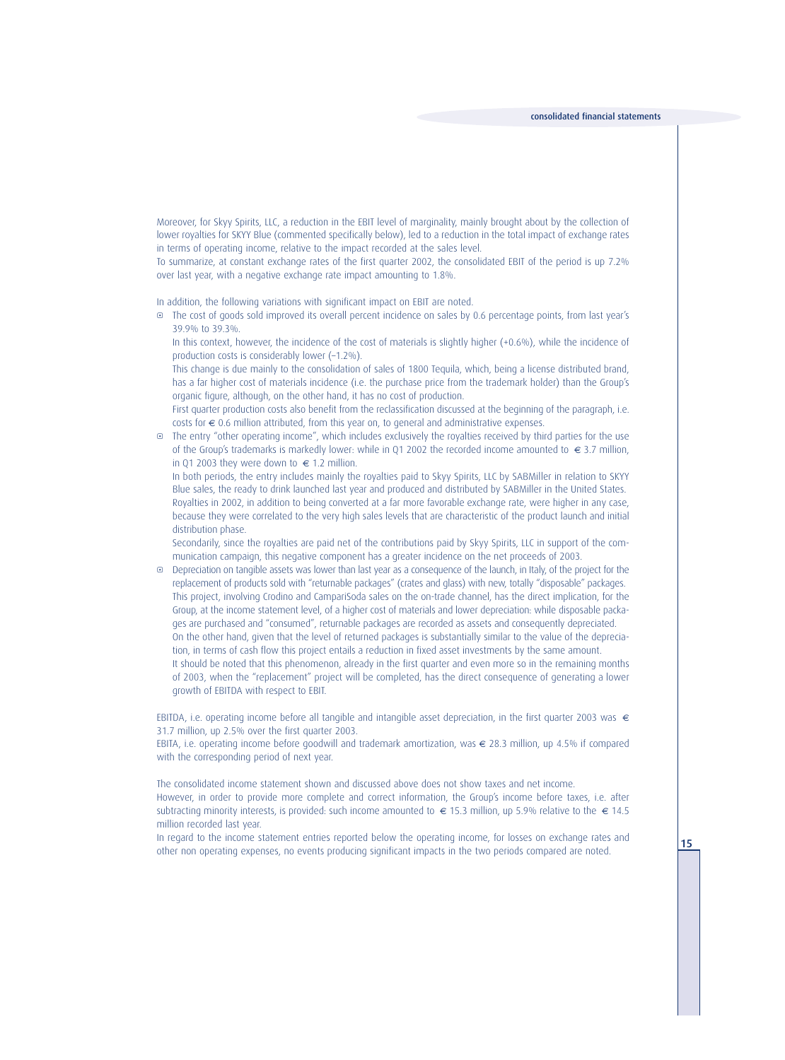Moreover, for Skyy Spirits, LLC, a reduction in the EBIT level of marginality, mainly brought about by the collection of lower royalties for SKYY Blue (commented specifically below), led to a reduction in the total impact of exchange rates in terms of operating income, relative to the impact recorded at the sales level.

To summarize, at constant exchange rates of the first quarter 2002, the consolidated EBIT of the period is up 7.2% over last year, with a negative exchange rate impact amounting to 1.8%.

In addition, the following variations with significant impact on EBIT are noted.

- The cost of goods sold improved its overall percent incidence on sales by 0.6 percentage points, from last year's 39.9% to 39.3%.

  In this context, however, the incidence of the cost of materials is slightly higher (+0.6%), while the incidence of production costs is considerably lower (–1.2%).

  This change is due mainly to the consolidation of sales of 1800 Tequila, which, being a license distributed brand, has a far higher cost of materials incidence (i.e. the purchase price from the trademark holder) than the Group's organic figure, although, on the other hand, it has no cost of production.

  First quarter production costs also benefit from the reclassification discussed at the beginning of the paragraph, i.e. costs for € 0.6 million attributed, from this year on, to general and administrative expenses.

- The entry "other operating income", which includes exclusively the royalties received by third parties for the use of the Group's trademarks is markedly lower: while in Q1 2002 the recorded income amounted to € 3.7 million, in Q1 2003 they were down to € 1.2 million.

  In both periods, the entry includes mainly the royalties paid to Skyy Spirits, LLC by SABMiller in relation to SKYY Blue sales, the ready to drink launched last year and produced and distributed by SABMiller in the United States.

  Royalties in 2002, in addition to being converted at a far more favorable exchange rate, were higher in any case, because they were correlated to the very high sales levels that are characteristic of the product launch and initial distribution phase.

  Secondarily, since the royalties are paid net of the contributions paid by Skyy Spirits, LLC in support of the communication campaign, this negative component has a greater incidence on the net proceeds of 2003.

- Depreciation on tangible assets was lower than last year as a consequence of the launch, in Italy, of the project for the replacement of products sold with "returnable packages" (crates and glass) with new, totally "disposable" packages. This project, involving Crodino and CampariSoda sales on the on-trade channel, has the direct implication, for the Group, at the income statement level, of a higher cost of materials and lower depreciation: while disposable packages are purchased and "consumed", returnable packages are recorded as assets and consequently depreciated.

  On the other hand, given that the level of returned packages is substantially similar to the value of the depreciation, in terms of cash flow this project entails a reduction in fixed asset investments by the same amount.

  It should be noted that this phenomenon, already in the first quarter and even more so in the remaining months of 2003, when the "replacement" project will be completed, has the direct consequence of generating a lower growth of EBITDA with respect to EBIT.

EBITDA, i.e. operating income before all tangible and intangible asset depreciation, in the first quarter 2003 was € 31.7 million, up 2.5% over the first quarter 2003.

EBITA, i.e. operating income before goodwill and trademark amortization, was € 28.3 million, up 4.5% if compared with the corresponding period of next year.

The consolidated income statement shown and discussed above does not show taxes and net income.

However, in order to provide more complete and correct information, the Group's income before taxes, i.e. after subtracting minority interests, is provided: such income amounted to € 15.3 million, up 5.9% relative to the € 14.5 million recorded last year.

In regard to the income statement entries reported below the operating income, for losses on exchange rates and other non operating expenses, no events producing significant impacts in the two periods compared are noted.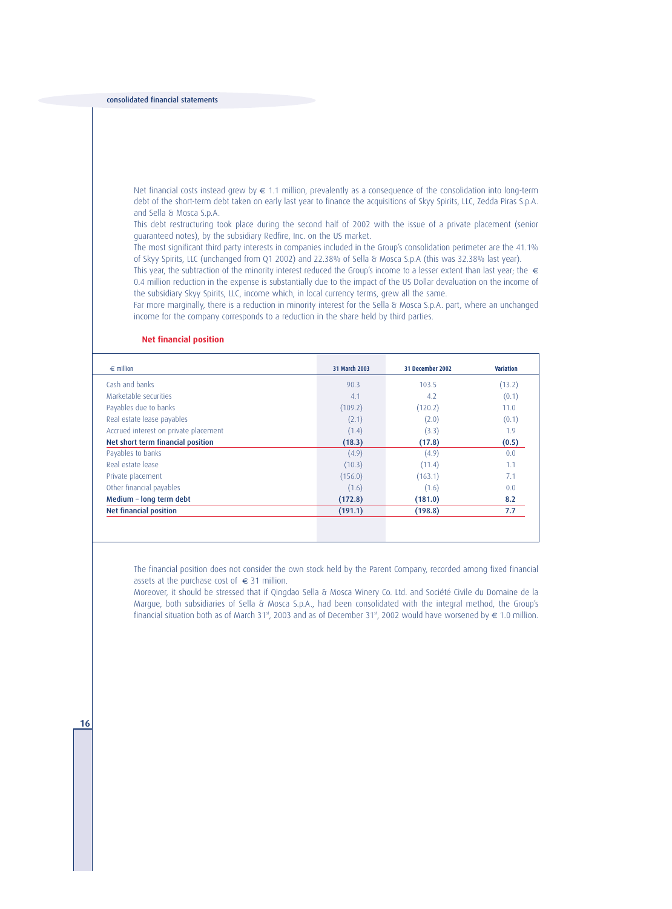Net financial costs instead grew by € 1.1 million, prevalently as a consequence of the consolidation into long-term debt of the short-term debt taken on early last year to finance the acquisitions of Skyy Spirits, LLC, Zedda Piras S.p.A. and Sella & Mosca S.p.A.

This debt restructuring took place during the second half of 2002 with the issue of a private placement (senior guaranteed notes), by the subsidiary Redfire, Inc. on the US market.

The most significant third party interests in companies included in the Group's consolidation perimeter are the 41.1% of Skyy Spirits, LLC (unchanged from Q1 2002) and 22.38% of Sella & Mosca S.p.A (this was 32.38% last year).

This year, the subtraction of the minority interest reduced the Group's income to a lesser extent than last year; the € 0.4 million reduction in the expense is substantially due to the impact of the US Dollar devaluation on the income of the subsidiary Skyy Spirits, LLC, income which, in local currency terms, grew all the same.

Far more marginally, there is a reduction in minority interest for the Sella & Mosca S.p.A. part, where an unchanged income for the company corresponds to a reduction in the share held by third parties.

### Net financial position

| € million | 31 March 2003 | 31 December 2002 | Variation |
|---|---|---|---|
| Cash and banks | 90.3 | 103.5 | (13.2) |
| Marketable securities | 4.1 | 4.2 | (0.1) |
| Payables due to banks | (109.2) | (120.2) | 11.0 |
| Real estate lease payables | (2.1) | (2.0) | (0.1) |
| Accrued interest on private placement | (1.4) | (3.3) | 1.9 |
| **Net short term financial position** | **(18.3)** | **(17.8)** | **(0.5)** |
| Payables to banks | (4.9) | (4.9) | 0.0 |
| Real estate lease | (10.3) | (11.4) | 1.1 |
| Private placement | (156.0) | (163.1) | 7.1 |
| Other financial payables | (1.6) | (1.6) | 0.0 |
| **Medium – long term debt** | **(172.8)** | **(181.0)** | **8.2** |
| **Net financial position** | **(191.1)** | **(198.8)** | **7.7** |

The financial position does not consider the own stock held by the Parent Company, recorded among fixed financial assets at the purchase cost of € 31 million.

Moreover, it should be stressed that if Qingdao Sella & Mosca Winery Co. Ltd. and Société Civile du Domaine de la Margue, both subsidiaries of Sella & Mosca S.p.A., had been consolidated with the integral method, the Group's financial situation both as of March 31st, 2003 and as of December 31st, 2002 would have worsened by € 1.0 million.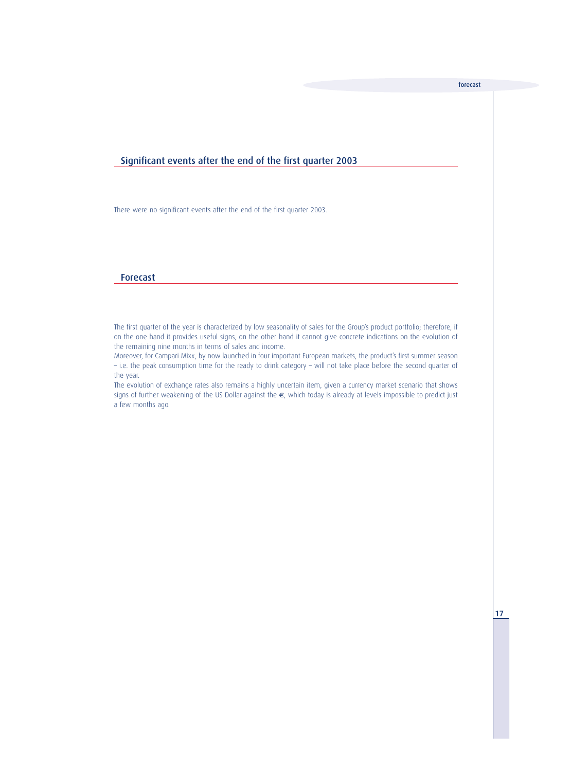## Significant events after the end of the first quarter 2003

There were no significant events after the end of the first quarter 2003.

## Forecast

The first quarter of the year is characterized by low seasonality of sales for the Group's product portfolio; therefore, if on the one hand it provides useful signs, on the other hand it cannot give concrete indications on the evolution of the remaining nine months in terms of sales and income.

Moreover, for Campari Mixx, by now launched in four important European markets, the product's first summer season – i.e. the peak consumption time for the ready to drink category – will not take place before the second quarter of the year.

The evolution of exchange rates also remains a highly uncertain item, given a currency market scenario that shows signs of further weakening of the US Dollar against the €, which today is already at levels impossible to predict just a few months ago.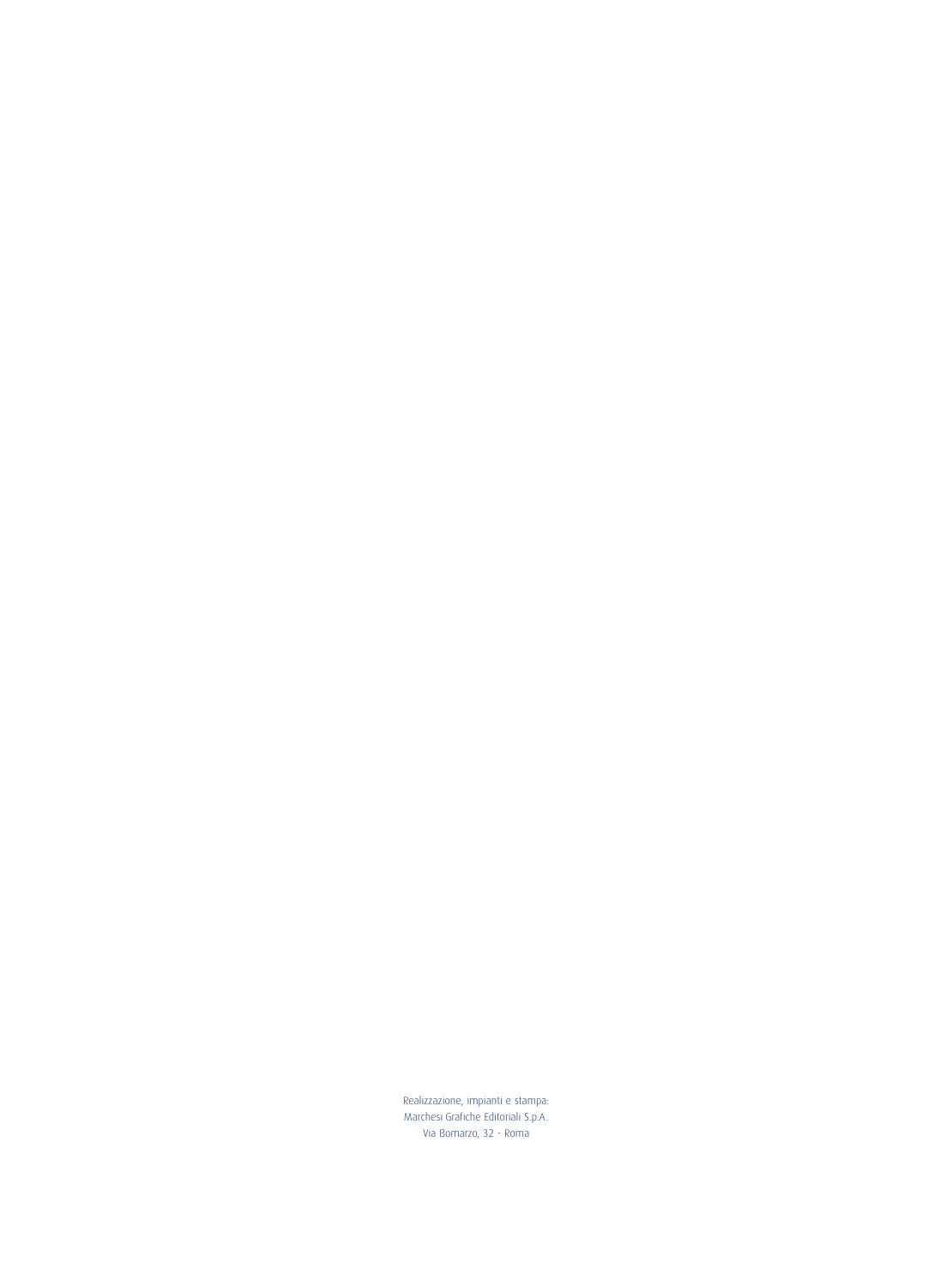Realizzazione, impianti e stampa:
Marchesi Grafiche Editoriali S.p.A.
Via Bomarzo, 32 - Roma